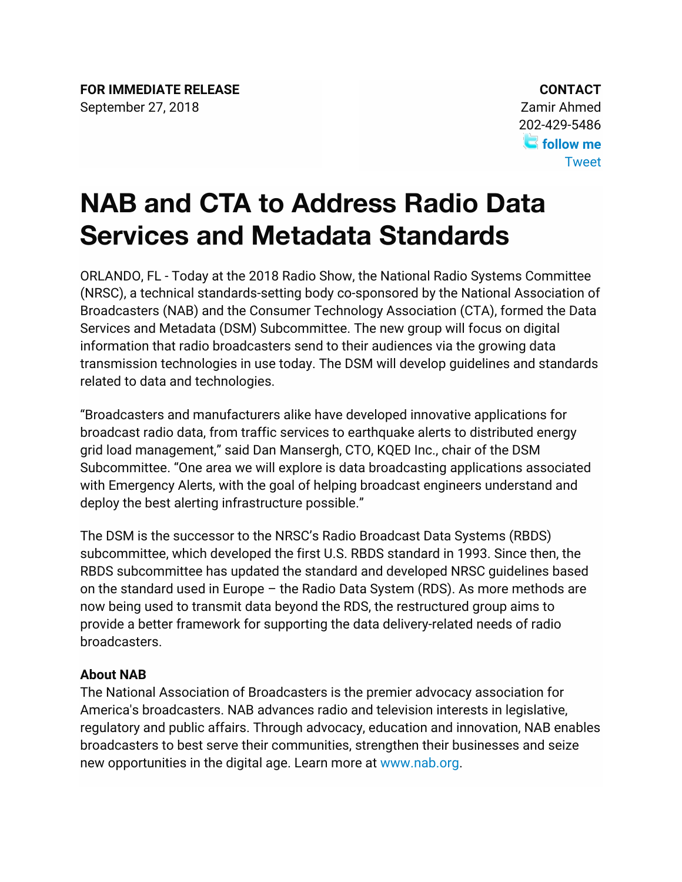**FOR IMMEDIATE RELEASE**
September 27, 2018

**CONTACT**
Zamir Ahmed
202-429-5486
**follow me**
Tweet

# NAB and CTA to Address Radio Data Services and Metadata Standards

ORLANDO, FL - Today at the 2018 Radio Show, the National Radio Systems Committee (NRSC), a technical standards-setting body co-sponsored by the National Association of Broadcasters (NAB) and the Consumer Technology Association (CTA), formed the Data Services and Metadata (DSM) Subcommittee. The new group will focus on digital information that radio broadcasters send to their audiences via the growing data transmission technologies in use today. The DSM will develop guidelines and standards related to data and technologies.

"Broadcasters and manufacturers alike have developed innovative applications for broadcast radio data, from traffic services to earthquake alerts to distributed energy grid load management," said Dan Mansergh, CTO, KQED Inc., chair of the DSM Subcommittee. "One area we will explore is data broadcasting applications associated with Emergency Alerts, with the goal of helping broadcast engineers understand and deploy the best alerting infrastructure possible."

The DSM is the successor to the NRSC's Radio Broadcast Data Systems (RBDS) subcommittee, which developed the first U.S. RBDS standard in 1993. Since then, the RBDS subcommittee has updated the standard and developed NRSC guidelines based on the standard used in Europe – the Radio Data System (RDS). As more methods are now being used to transmit data beyond the RDS, the restructured group aims to provide a better framework for supporting the data delivery-related needs of radio broadcasters.

**About NAB**
The National Association of Broadcasters is the premier advocacy association for America's broadcasters. NAB advances radio and television interests in legislative, regulatory and public affairs. Through advocacy, education and innovation, NAB enables broadcasters to best serve their communities, strengthen their businesses and seize new opportunities in the digital age. Learn more at www.nab.org.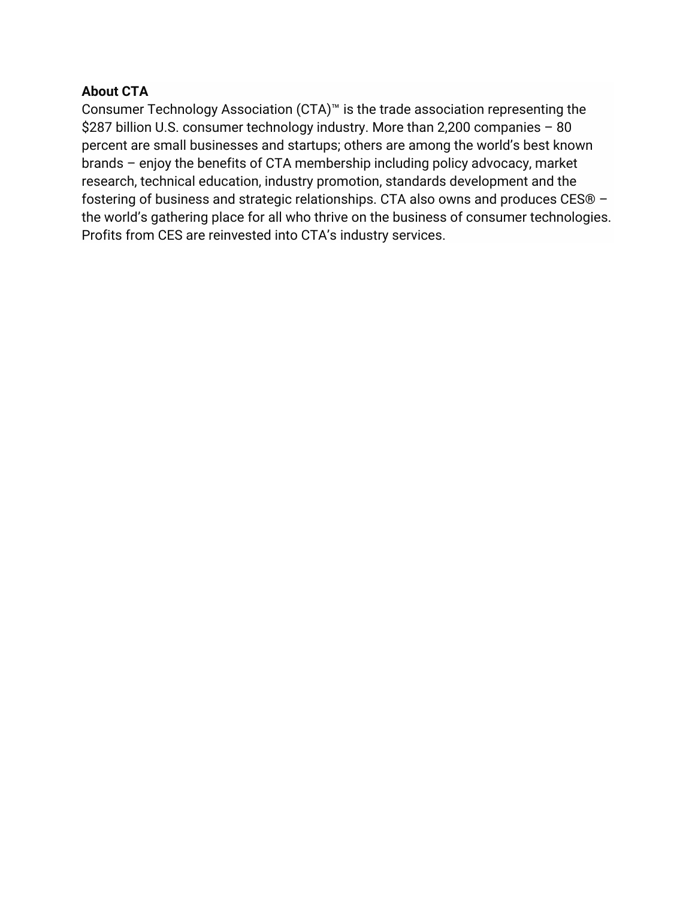**About CTA**

Consumer Technology Association (CTA)™ is the trade association representing the $287 billion U.S. consumer technology industry. More than 2,200 companies – 80 percent are small businesses and startups; others are among the world's best known brands – enjoy the benefits of CTA membership including policy advocacy, market research, technical education, industry promotion, standards development and the fostering of business and strategic relationships. CTA also owns and produces CES® – the world's gathering place for all who thrive on the business of consumer technologies. Profits from CES are reinvested into CTA's industry services.